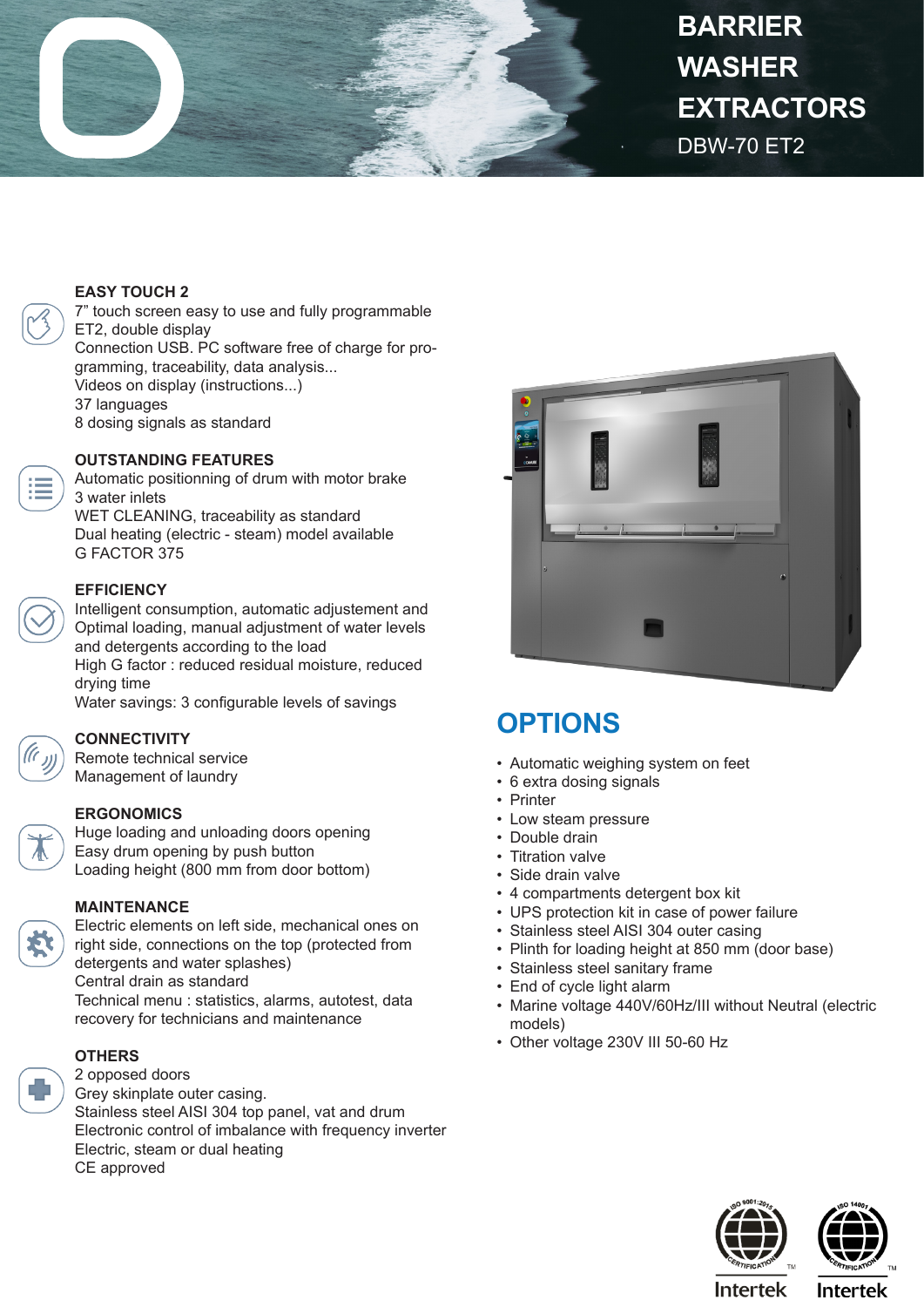# BARRIER WASHER EXTRACTORS

DBW-70 ET2

### EASY TOUCH 2

7" touch screen easy to use and fully programmable ET2, double display
Connection USB. PC software free of charge for programming, traceability, data analysis...
Videos on display (instructions...)
37 languages
8 dosing signals as standard

### OUTSTANDING FEATURES

Automatic positionning of drum with motor brake
3 water inlets
WET CLEANING, traceability as standard
Dual heating (electric - steam) model available
G FACTOR 375

### EFFICIENCY

Intelligent consumption, automatic adjustement and Optimal loading, manual adjustment of water levels and detergents according to the load
High G factor : reduced residual moisture, reduced drying time
Water savings: 3 configurable levels of savings

### CONNECTIVITY

Remote technical service
Management of laundry

### ERGONOMICS

Huge loading and unloading doors opening
Easy drum opening by push button
Loading height (800 mm from door bottom)

### MAINTENANCE

Electric elements on left side, mechanical ones on right side, connections on the top (protected from detergents and water splashes)
Central drain as standard
Technical menu : statistics, alarms, autotest, data recovery for technicians and maintenance

### OTHERS

2 opposed doors
Grey skinplate outer casing.
Stainless steel AISI 304 top panel, vat and drum
Electronic control of imbalance with frequency inverter
Electric, steam or dual heating
CE approved

## OPTIONS

- Automatic weighing system on feet
- 6 extra dosing signals
- Printer
- Low steam pressure
- Double drain
- Titration valve
- Side drain valve
- 4 compartments detergent box kit
- UPS protection kit in case of power failure
- Stainless steel AISI 304 outer casing
- Plinth for loading height at 850 mm (door base)
- Stainless steel sanitary frame
- End of cycle light alarm
- Marine voltage 440V/60Hz/III without Neutral (electric models)
- Other voltage 230V III 50-60 Hz

ISO 9001:2015 CERTIFICATION Intertek
ISO 14001 CERTIFICATION Intertek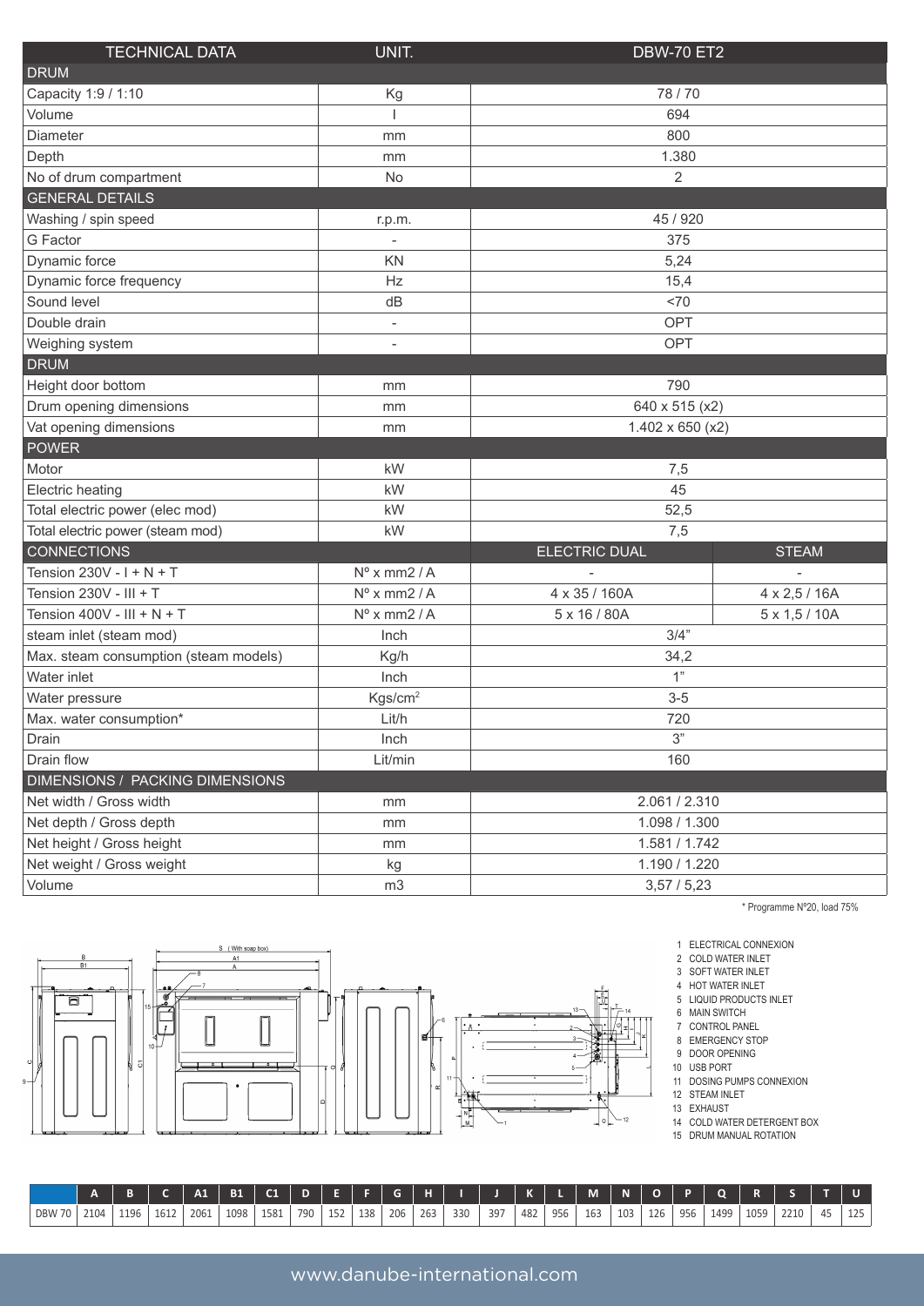| TECHNICAL DATA | UNIT. | DBW-70 ET2 | |
|---|---|---|---|
| **DRUM** | | | |
| Capacity 1:9 / 1:10 | Kg | 78 / 70 | |
| Volume | l | 694 | |
| Diameter | mm | 800 | |
| Depth | mm | 1.380 | |
| No of drum compartment | No | 2 | |
| **GENERAL DETAILS** | | | |
| Washing / spin speed | r.p.m. | 45 / 920 | |
| G Factor | - | 375 | |
| Dynamic force | KN | 5,24 | |
| Dynamic force frequency | Hz | 15,4 | |
| Sound level | dB | <70 | |
| Double drain | - | OPT | |
| Weighing system | - | OPT | |
| **DRUM** | | | |
| Height door bottom | mm | 790 | |
| Drum opening dimensions | mm | 640 x 515 (x2) | |
| Vat opening dimensions | mm | 1.402 x 650 (x2) | |
| **POWER** | | | |
| Motor | kW | 7,5 | |
| Electric heating | kW | 45 | |
| Total electric power (elec mod) | kW | 52,5 | |
| Total electric power (steam mod) | kW | 7,5 | |
| **CONNECTIONS** | | ELECTRIC DUAL | STEAM |
| Tension 230V - I + N + T | Nº x mm2 / A | - | - |
| Tension 230V - III + T | Nº x mm2 / A | 4 x 35 / 160A | 4 x 2,5 / 16A |
| Tension 400V - III + N + T | Nº x mm2 / A | 5 x 16 / 80A | 5 x 1,5 / 10A |
| steam inlet (steam mod) | Inch | 3/4" | |
| Max. steam consumption (steam models) | Kg/h | 34,2 | |
| Water inlet | Inch | 1" | |
| Water pressure | Kgs/cm$^2$ | 3-5 | |
| Max. water consumption* | Lit/h | 720 | |
| Drain | Inch | 3" | |
| Drain flow | Lit/min | 160 | |
| **DIMENSIONS / PACKING DIMENSIONS** | | | |
| Net width / Gross width | mm | 2.061 / 2.310 | |
| Net depth / Gross depth | mm | 1.098 / 1.300 | |
| Net height / Gross height | mm | 1.581 / 1.742 | |
| Net weight / Gross weight | kg | 1.190 / 1.220 | |
| Volume | m3 | 3,57 / 5,23 | |

\* Programme Nº20, load 75%

S (With soap box)

1 ELECTRICAL CONNEXION
2 COLD WATER INLET
3 SOFT WATER INLET
4 HOT WATER INLET
5 LIQUID PRODUCTS INLET
6 MAIN SWITCH
7 CONTROL PANEL
8 EMERGENCY STOP
9 DOOR OPENING
10 USB PORT
11 DOSING PUMPS CONNEXION
12 STEAM INLET
13 EXHAUST
14 COLD WATER DETERGENT BOX
15 DRUM MANUAL ROTATION

| | A | B | C | A1 | B1 | C1 | D | E | F | G | H | I | J | K | L | M | N | O | P | Q | R | S | T | U |
|---|---|---|---|---|---|---|---|---|---|---|---|---|---|---|---|---|---|---|---|---|---|---|---|---|
| DBW 70 | 2104 | 1196 | 1612 | 2061 | 1098 | 1581 | 790 | 152 | 138 | 206 | 263 | 330 | 397 | 482 | 956 | 163 | 103 | 126 | 956 | 1499 | 1059 | 2210 | 45 | 125 |

www.danube-international.com